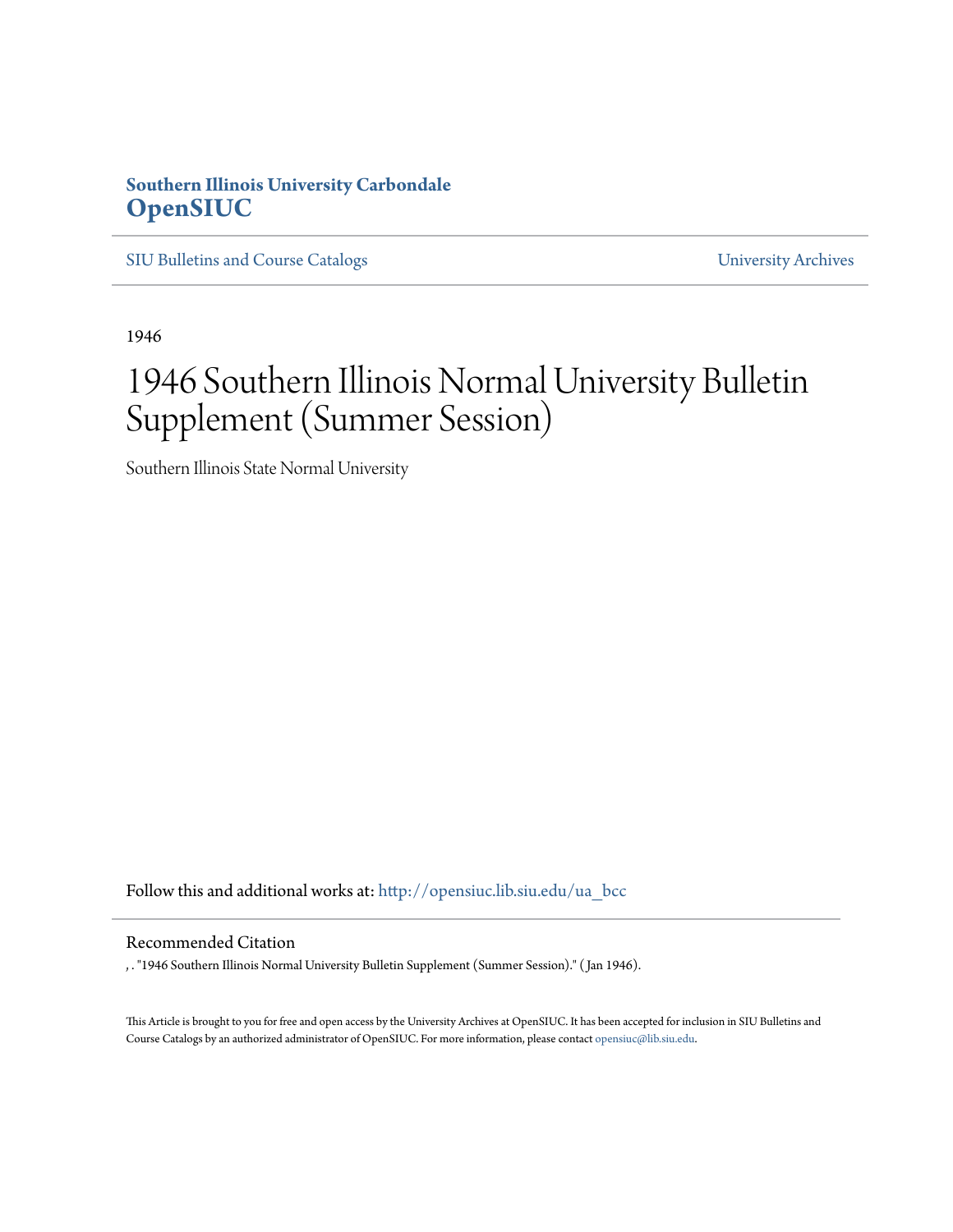**Southern Illinois University Carbondale**
**OpenSIUC**

SIU Bulletins and Course Catalogs | University Archives

1946

# 1946 Southern Illinois Normal University Bulletin Supplement (Summer Session)

Southern Illinois State Normal University

Follow this and additional works at: http://opensiuc.lib.siu.edu/ua_bcc

## Recommended Citation

, . "1946 Southern Illinois Normal University Bulletin Supplement (Summer Session)." ( Jan 1946).

This Article is brought to you for free and open access by the University Archives at OpenSIUC. It has been accepted for inclusion in SIU Bulletins and Course Catalogs by an authorized administrator of OpenSIUC. For more information, please contact opensiuc@lib.siu.edu.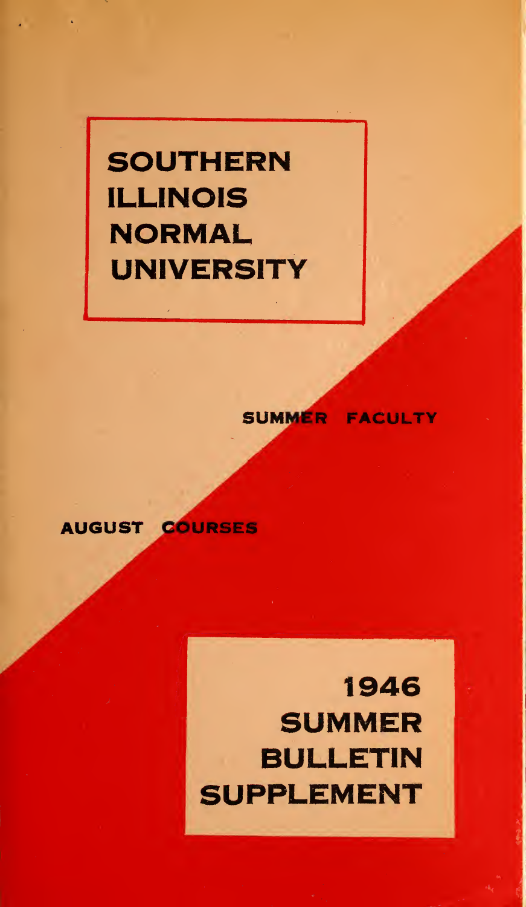# SOUTHERN ILLINOIS NORMAL UNIVERSITY

SUMMER FACULTY

AUGUST COURSES

# 1946 SUMMER BULLETIN SUPPLEMENT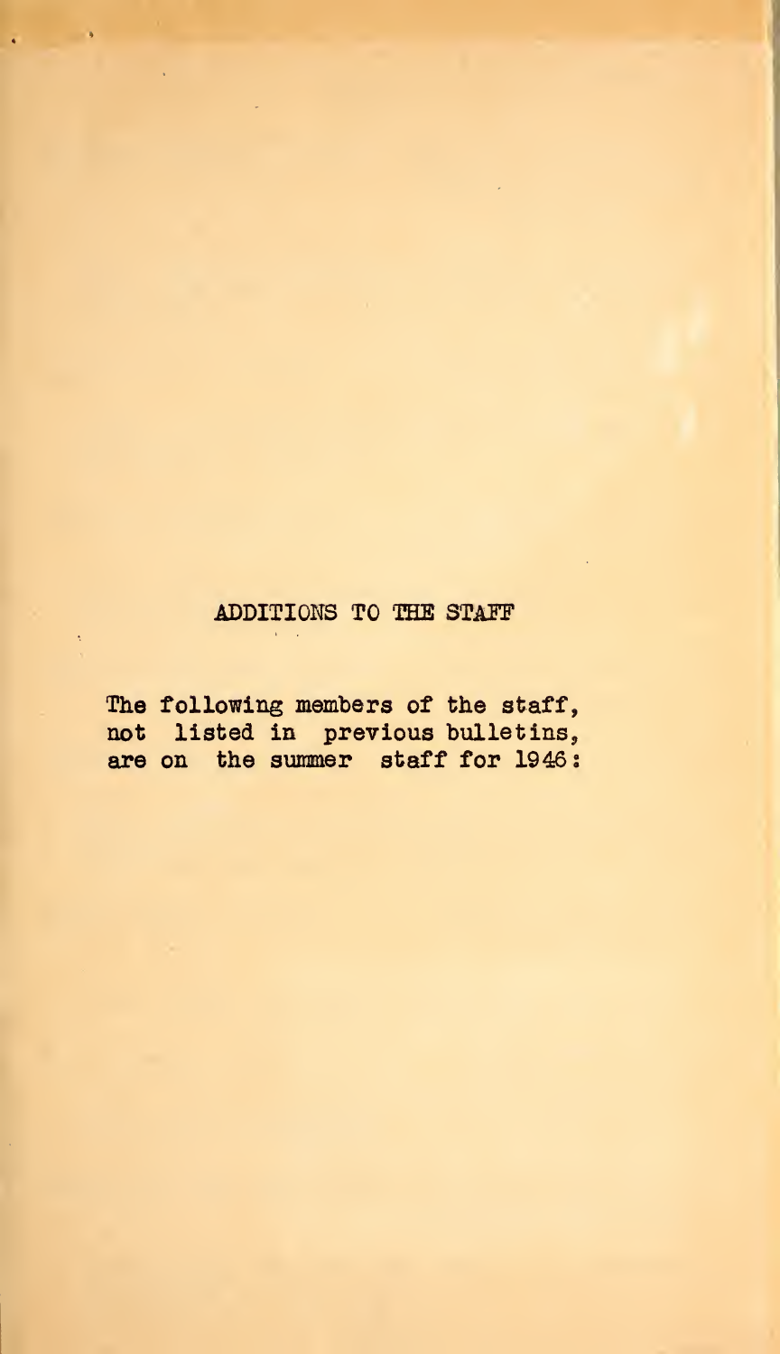## ADDITIONS TO THE STAFF

The following members of the staff, not listed in previous bulletins, are on the summer staff for 1946: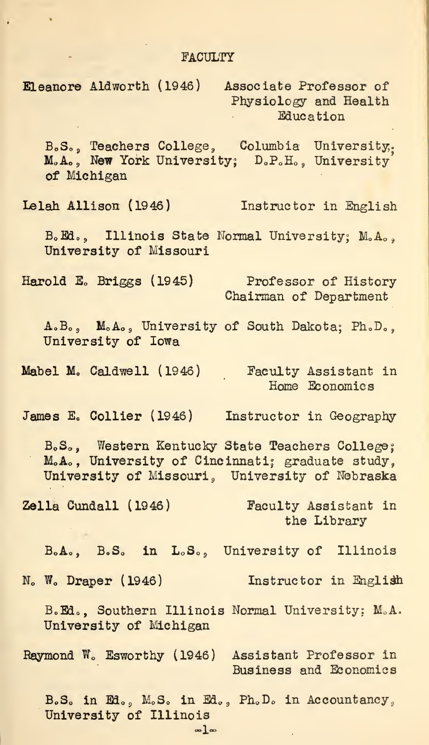# FACULTY

**Eleanore Aldworth** (1946) Associate Professor of Physiology and Health Education

B.S., Teachers College, Columbia University; M.A., New York University; D.P.H., University of Michigan

**Lelah Allison** (1946) Instructor in English

B.Ed., Illinois State Normal University; M.A., University of Missouri

**Harold E. Briggs** (1945) Professor of History; Chairman of Department

A.B., M.A., University of South Dakota; Ph.D., University of Iowa

**Mabel M. Caldwell** (1946) Faculty Assistant in Home Economics

**James E. Collier** (1946) Instructor in Geography

B.S., Western Kentucky State Teachers College; M.A., University of Cincinnati; graduate study, University of Missouri, University of Nebraska

**Zella Cundall** (1946) Faculty Assistant in the Library

B.A., B.S. in L.S., University of Illinois

**N. W. Draper** (1946) Instructor in English

B.Ed., Southern Illinois Normal University; M.A. University of Michigan

**Raymond W. Esworthy** (1946) Assistant Professor in Business and Economics

B.S. in Ed., M.S. in Ed., Ph.D. in Accountancy, University of Illinois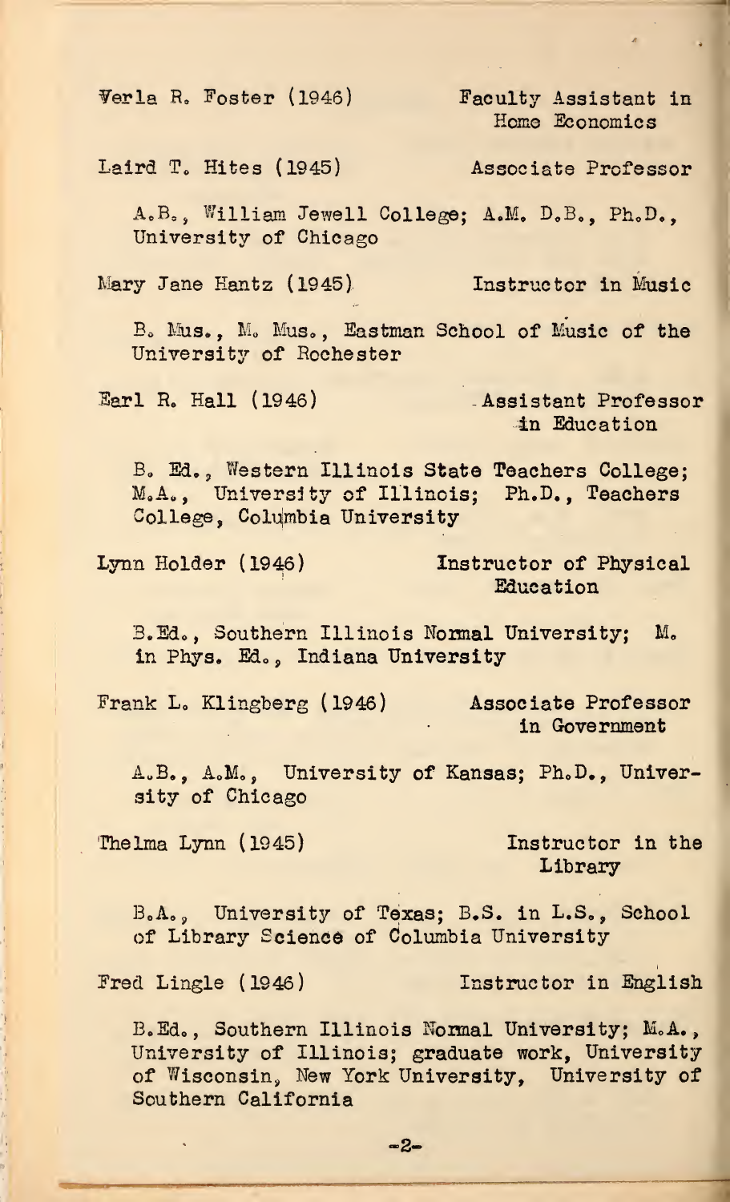Verla R. Foster (1946) — Faculty Assistant in Home Economics

Laird T. Hites (1945) — Associate Professor

A.B., William Jewell College; A.M. D.B., Ph.D., University of Chicago

Mary Jane Hantz (1945) — Instructor in Music

B. Mus., M. Mus., Eastman School of Music of the University of Rochester

Earl R. Hall (1946) — Assistant Professor in Education

B. Ed., Western Illinois State Teachers College; M.A., University of Illinois; Ph.D., Teachers College, Columbia University

Lynn Holder (1946) — Instructor of Physical Education

B.Ed., Southern Illinois Normal University; M. in Phys. Ed., Indiana University

Frank L. Klingberg (1946) — Associate Professor in Government

A.B., A.M., University of Kansas; Ph.D., University of Chicago

Thelma Lynn (1945) — Instructor in the Library

B.A., University of Texas; B.S. in L.S., School of Library Science of Columbia University

Fred Lingle (1946) — Instructor in English

B.Ed., Southern Illinois Normal University; M.A., University of Illinois; graduate work, University of Wisconsin, New York University, University of Southern California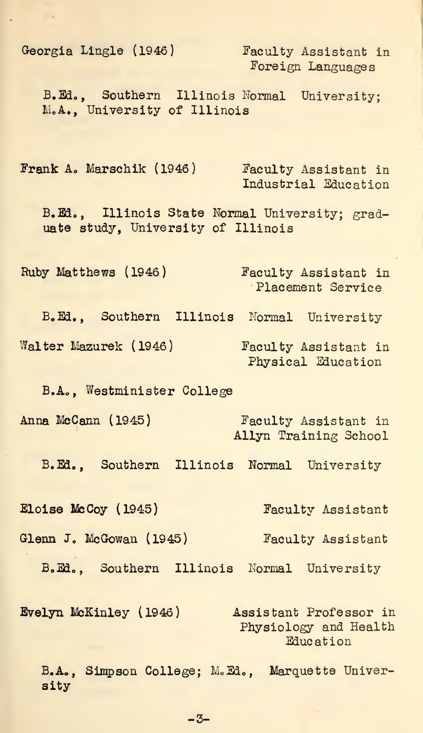Georgia Lingle (1946) Faculty Assistant in Foreign Languages

B.Ed., Southern Illinois Normal University; M.A., University of Illinois

Frank A. Marschik (1946) Faculty Assistant in Industrial Education

B.Ed., Illinois State Normal University; graduate study, University of Illinois

Ruby Matthews (1946) Faculty Assistant in Placement Service

B.Ed., Southern Illinois Normal University

Walter Mazurek (1946) Faculty Assistant in Physical Education

B.A., Westminister College

Anna McCann (1945) Faculty Assistant in Allyn Training School

B.Ed., Southern Illinois Normal University

Eloise McCoy (1945) Faculty Assistant

Glenn J. McGowan (1945) Faculty Assistant

B.Ed., Southern Illinois Normal University

Evelyn McKinley (1946) Assistant Professor in Physiology and Health Education

B.A., Simpson College; M.Ed., Marquette University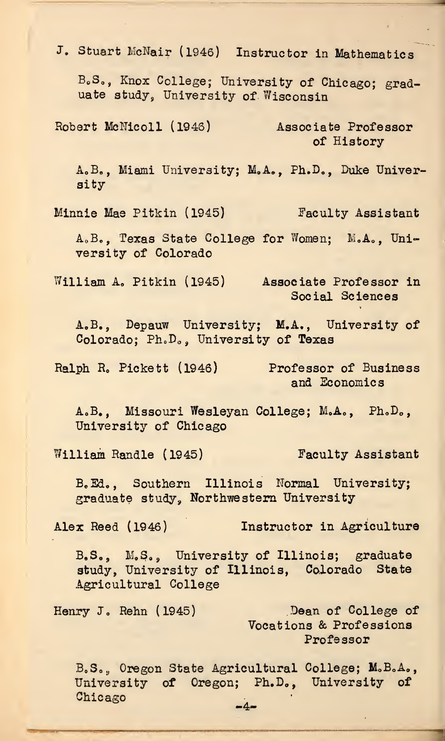J. Stuart McNair (1946) Instructor in Mathematics

B.S., Knox College; University of Chicago; graduate study, University of Wisconsin

Robert McNicoll (1946) Associate Professor of History

A.B., Miami University; M.A., Ph.D., Duke University

Minnie Mae Pitkin (1945) Faculty Assistant

A.B., Texas State College for Women; M.A., University of Colorado

William A. Pitkin (1945) Associate Professor in Social Sciences

A.B., Depauw University; M.A., University of Colorado; Ph.D., University of Texas

Ralph R. Pickett (1946) Professor of Business and Economics

A.B., Missouri Wesleyan College; M.A., Ph.D., University of Chicago

William Randle (1945) Faculty Assistant

B.Ed., Southern Illinois Normal University; graduate study, Northwestern University

Alex Reed (1946) Instructor in Agriculture

B.S., M.S., University of Illinois; graduate study, University of Illinois, Colorado State Agricultural College

Henry J. Rehn (1945) Dean of College of Vocations & Professions Professor

B.S., Oregon State Agricultural College; M.B.A., University of Oregon; Ph.D., University of Chicago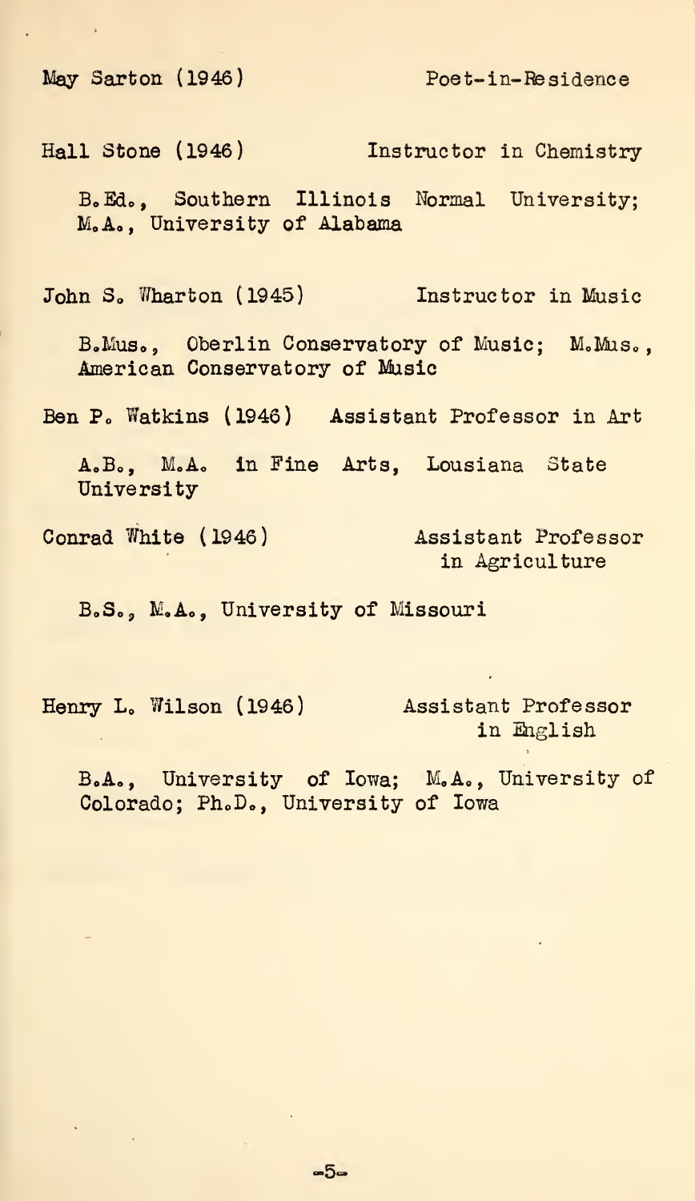May Sarton (1946) Poet-in-Residence

Hall Stone (1946) Instructor in Chemistry

B.Ed., Southern Illinois Normal University; M.A., University of Alabama

John S. Wharton (1945) Instructor in Music

B.Mus., Oberlin Conservatory of Music; M.Mus., American Conservatory of Music

Ben P. Watkins (1946) Assistant Professor in Art

A.B., M.A. in Fine Arts, Lousiana State University

Conrad White (1946) Assistant Professor in Agriculture

B.S., M.A., University of Missouri

Henry L. Wilson (1946) Assistant Professor in English

B.A., University of Iowa; M.A., University of Colorado; Ph.D., University of Iowa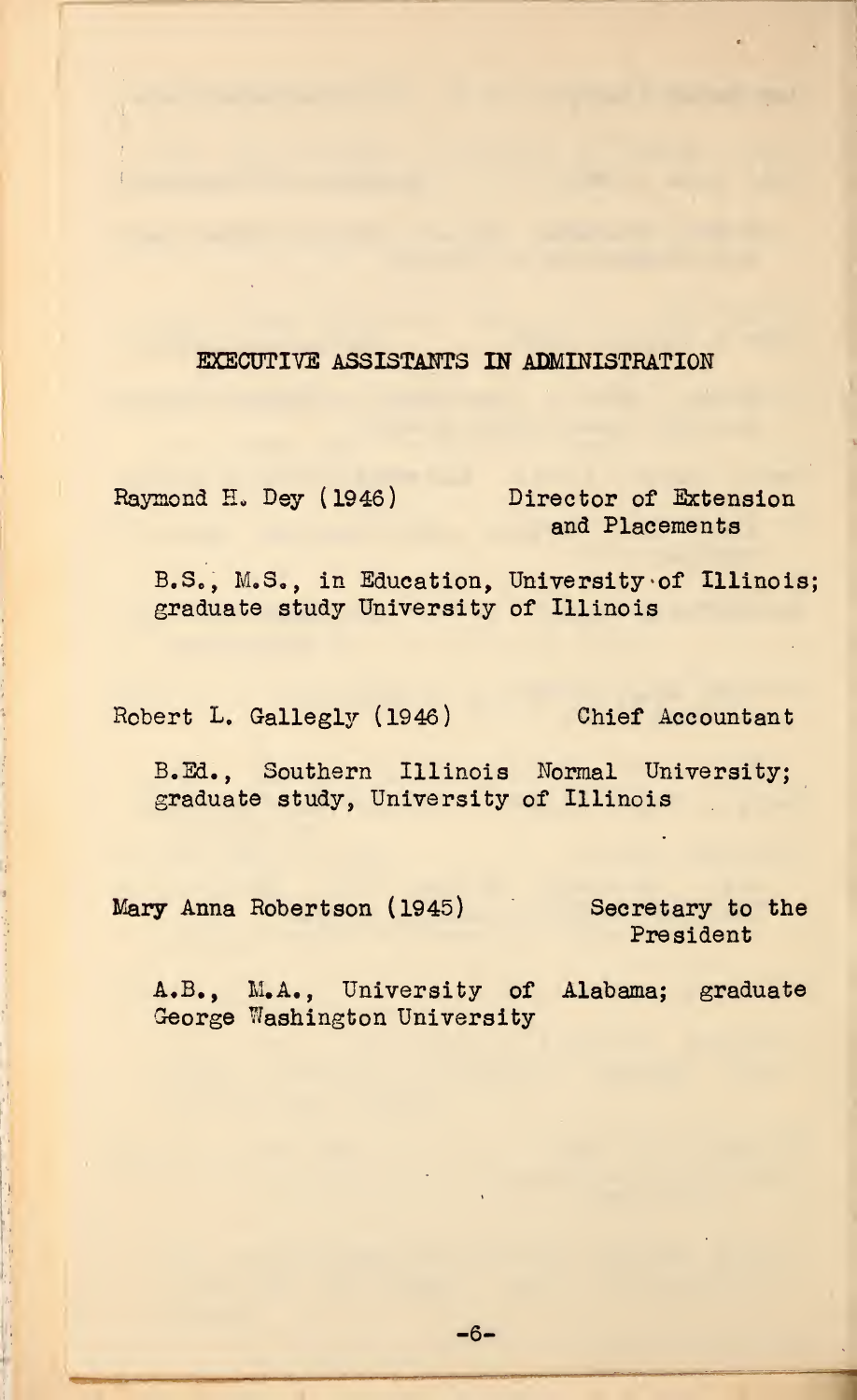## EXECUTIVE ASSISTANTS IN ADMINISTRATION

Raymond H. Dey (1946) — Director of Extension and Placements

B.S., M.S., in Education, University of Illinois; graduate study University of Illinois

Robert L. Gallegly (1946) — Chief Accountant

B.Ed., Southern Illinois Normal University; graduate study, University of Illinois

Mary Anna Robertson (1945) — Secretary to the President

A.B., M.A., University of Alabama; graduate George Washington University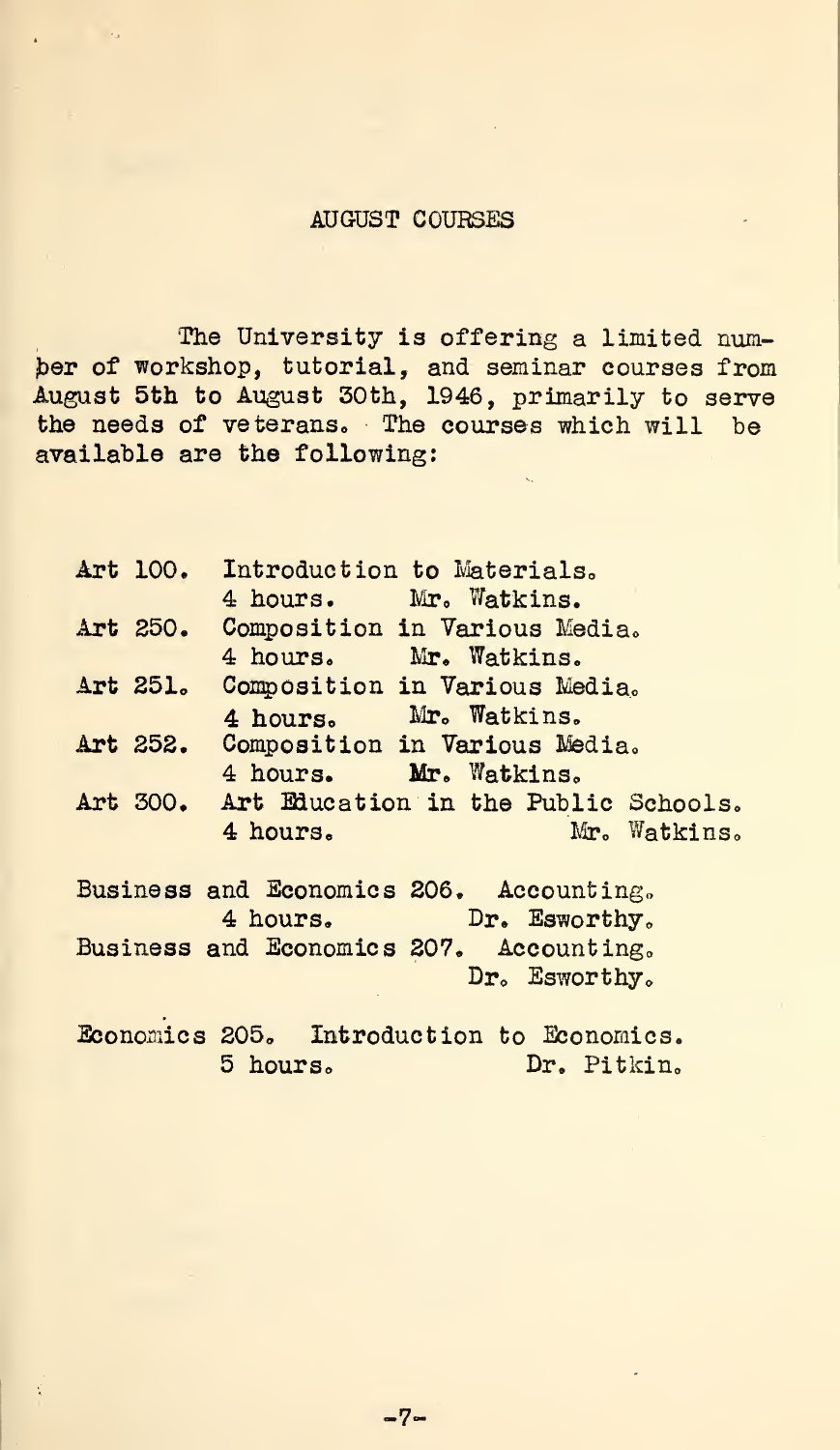## AUGUST COURSES

The University is offering a limited number of workshop, tutorial, and seminar courses from August 5th to August 30th, 1946, primarily to serve the needs of veterans. The courses which will be available are the following:

Art 100. Introduction to Materials.
4 hours. Mr. Watkins.

Art 250. Composition in Various Media.
4 hours. Mr. Watkins.

Art 251. Composition in Various Media.
4 hours. Mr. Watkins.

Art 252. Composition in Various Media.
4 hours. Mr. Watkins.

Art 300. Art Education in the Public Schools.
4 hours. Mr. Watkins.

Business and Economics 206. Accounting.
4 hours. Dr. Esworthy.

Business and Economics 207. Accounting.
Dr. Esworthy.

Economics 205. Introduction to Economics.
5 hours. Dr. Pitkin.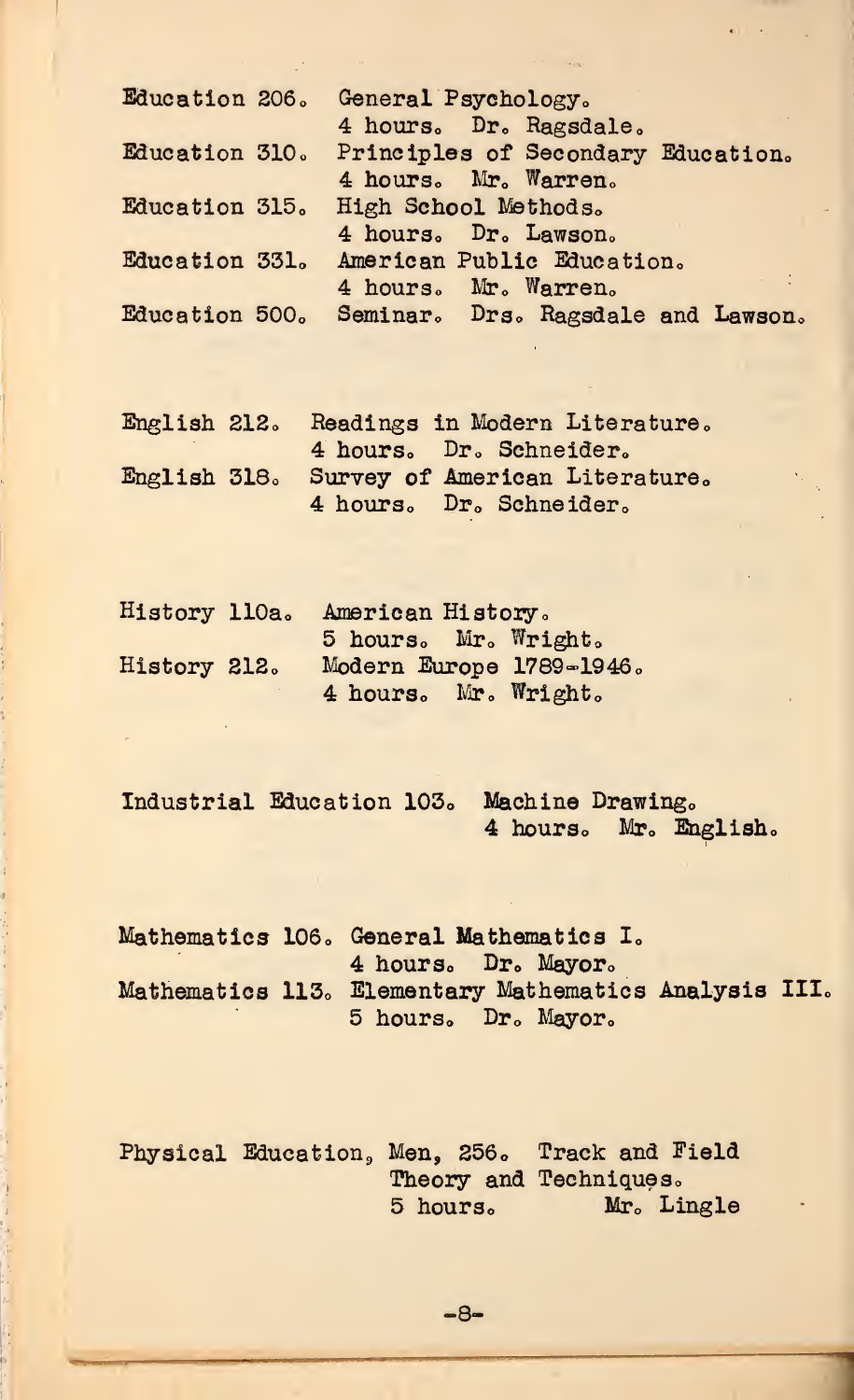Education 206. General Psychology.
4 hours. Dr. Ragsdale.

Education 310. Principles of Secondary Education.
4 hours. Mr. Warren.

Education 315. High School Methods.
4 hours. Dr. Lawson.

Education 331. American Public Education.
4 hours. Mr. Warren.

Education 500. Seminar. Drs. Ragsdale and Lawson.

English 212. Readings in Modern Literature.
4 hours. Dr. Schneider.

English 318. Survey of American Literature.
4 hours. Dr. Schneider.

History 110a. American History.
5 hours. Mr. Wright.

History 212. Modern Europe 1789-1946.
4 hours. Mr. Wright.

Industrial Education 103. Machine Drawing.
4 hours. Mr. English.

Mathematics 106. General Mathematics I.
4 hours. Dr. Mayor.

Mathematics 113. Elementary Mathematics Analysis III.
5 hours. Dr. Mayor.

Physical Education, Men, 256. Track and Field Theory and Techniques.
5 hours. Mr. Lingle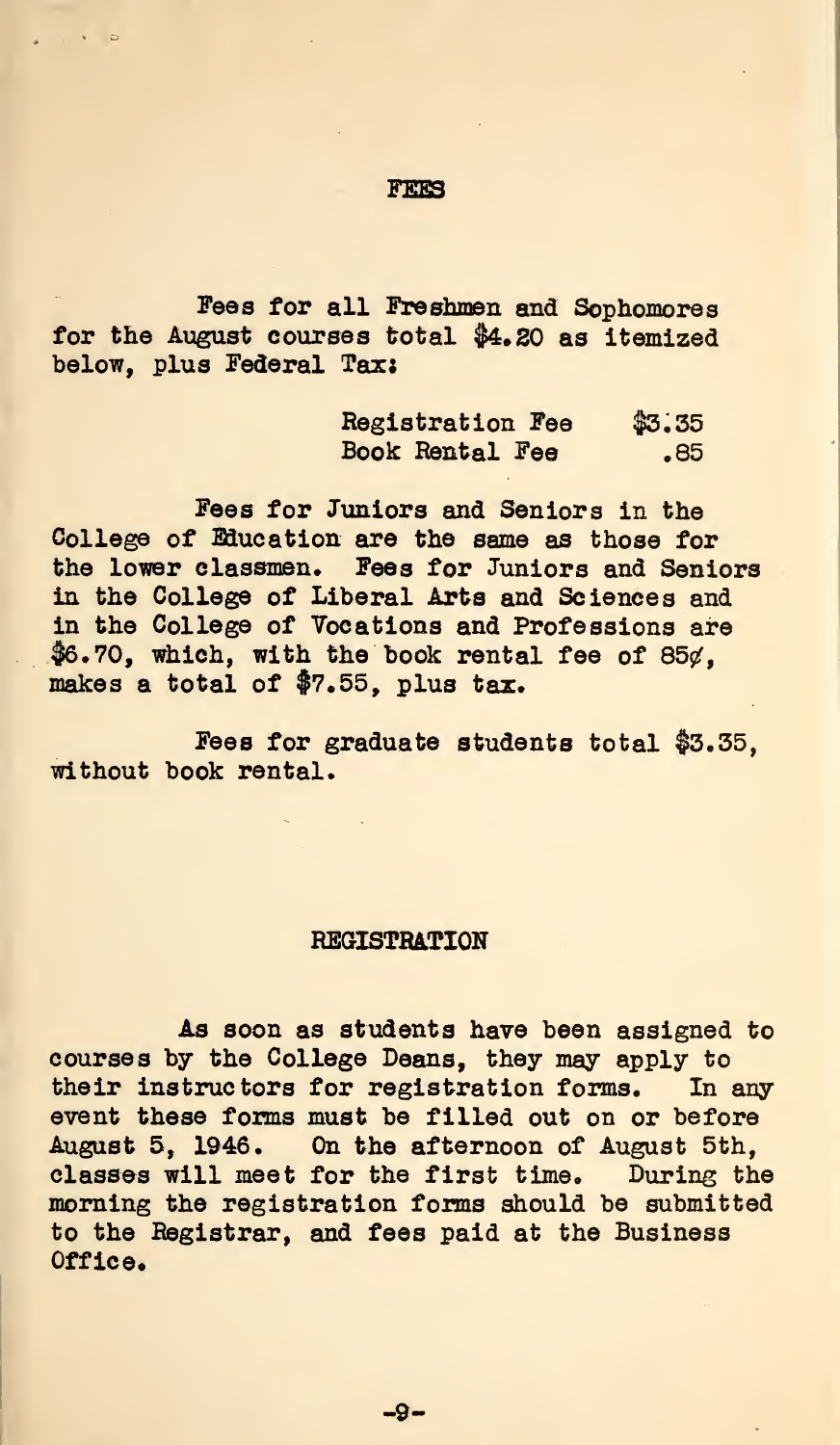## FEES

Fees for all Freshmen and Sophomores for the August courses total $4.20 as itemized below, plus Federal Tax:

| | |
|---|---|
| Registration Fee | $3.35 |
| Book Rental Fee | .85 |

Fees for Juniors and Seniors in the College of Education are the same as those for the lower classmen. Fees for Juniors and Seniors in the College of Liberal Arts and Sciences and in the College of Vocations and Professions are $6.70, which, with the book rental fee of 85¢, makes a total of $7.55, plus tax.

Fees for graduate students total $3.35, without book rental.

## REGISTRATION

As soon as students have been assigned to courses by the College Deans, they may apply to their instructors for registration forms. In any event these forms must be filled out on or before August 5, 1946. On the afternoon of August 5th, classes will meet for the first time. During the morning the registration forms should be submitted to the Registrar, and fees paid at the Business Office.